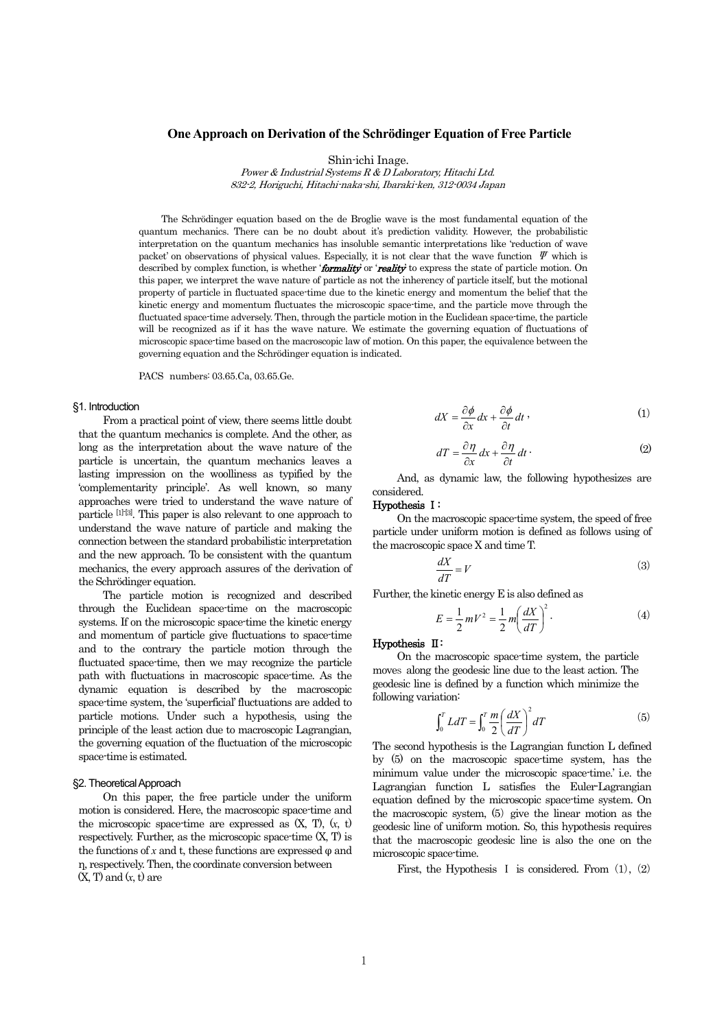# One Approach on Derivation of the Schrödinger Equation of Free Particle

Shin-ichi Inage.

*Power & Industrial Systems R & D Laboratory, Hitachi Ltd.*
*832-2, Horiguchi, Hitachi-naka-shi, Ibaraki-ken, 312-0034 Japan*

The Schrödinger equation based on the de Broglie wave is the most fundamental equation of the quantum mechanics. There can be no doubt about it's prediction validity. However, the probabilistic interpretation on the quantum mechanics has insoluble semantic interpretations like 'reduction of wave packet' on observations of physical values. Especially, it is not clear that the wave function $\Psi$ which is described by complex function, is whether '***formality***' or '***reality***' to express the state of particle motion. On this paper, we interpret the wave nature of particle as not the inherency of particle itself, but the motional property of particle in fluctuated space-time due to the kinetic energy and momentum the belief that the kinetic energy and momentum fluctuates the microscopic space-time, and the particle move through the fluctuated space-time adversely. Then, through the particle motion in the Euclidean space-time, the particle will be recognized as if it has the wave nature. We estimate the governing equation of fluctuations of microscopic space-time based on the macroscopic law of motion. On this paper, the equivalence between the governing equation and the Schrödinger equation is indicated.

PACS numbers: 03.65.Ca, 03.65.Ge.

## §1. Introduction

From a practical point of view, there seems little doubt that the quantum mechanics is complete. And the other, as long as the interpretation about the wave nature of the particle is uncertain, the quantum mechanics leaves a lasting impression on the woolliness as typified by the 'complementarity principle'. As well known, so many approaches were tried to understand the wave nature of particle [1]-[3]. This paper is also relevant to one approach to understand the wave nature of particle and making the connection between the standard probabilistic interpretation and the new approach. To be consistent with the quantum mechanics, the every approach assures of the derivation of the Schrödinger equation.

The particle motion is recognized and described through the Euclidean space-time on the macroscopic systems. If on the microscopic space-time the kinetic energy and momentum of particle give fluctuations to space-time and to the contrary the particle motion through the fluctuated space-time, then we may recognize the particle path with fluctuations in macroscopic space-time. As the dynamic equation is described by the macroscopic space-time system, the 'superficial' fluctuations are added to particle motions. Under such a hypothesis, using the principle of the least action due to macroscopic Lagrangian, the governing equation of the fluctuation of the microscopic space-time is estimated.

## §2. Theoretical Approach

On this paper, the free particle under the uniform motion is considered. Here, the macroscopic space-time and the microscopic space-time are expressed as (X, T), (x, t) respectively. Further, as the microscopic space-time (X, T) is the functions of $x$ and t, these functions are expressed φ and η, respectively. Then, the coordinate conversion between (X, T) and (x, t) are

$$dX = \frac{\partial \phi}{\partial x}dx + \frac{\partial \phi}{\partial t}dt\,, \tag{1}$$

$$dT = \frac{\partial \eta}{\partial x}dx + \frac{\partial \eta}{\partial t}dt\,. \tag{2}$$

And, as dynamic law, the following hypothesizes are considered.

**Hypothesis Ⅰ:**

On the macroscopic space-time system, the speed of free particle under uniform motion is defined as follows using of the macroscopic space X and time T.

$$\frac{dX}{dT} = V \tag{3}$$

Further, the kinetic energy E is also defined as

$$E = \frac{1}{2}mV^2 = \frac{1}{2}m\left(\frac{dX}{dT}\right)^2\,. \tag{4}$$

**Hypothesis Ⅱ:**

On the macroscopic space-time system, the particle moves along the geodesic line due to the least action. The geodesic line is defined by a function which minimize the following variation:

$$\int_0^T L dT = \int_0^T \frac{m}{2}\left(\frac{dX}{dT}\right)^2 dT \tag{5}$$

The second hypothesis is the Lagrangian function L defined by (5) on the macroscopic space-time system, has the minimum value under the microscopic space-time.' i.e. the Lagrangian function L satisfies the Euler-Lagrangian equation defined by the microscopic space-time system. On the macroscopic system, (5) give the linear motion as the geodesic line of uniform motion. So, this hypothesis requires that the macroscopic geodesic line is also the one on the microscopic space-time.

First, the Hypothesis Ⅰ is considered. From (1), (2)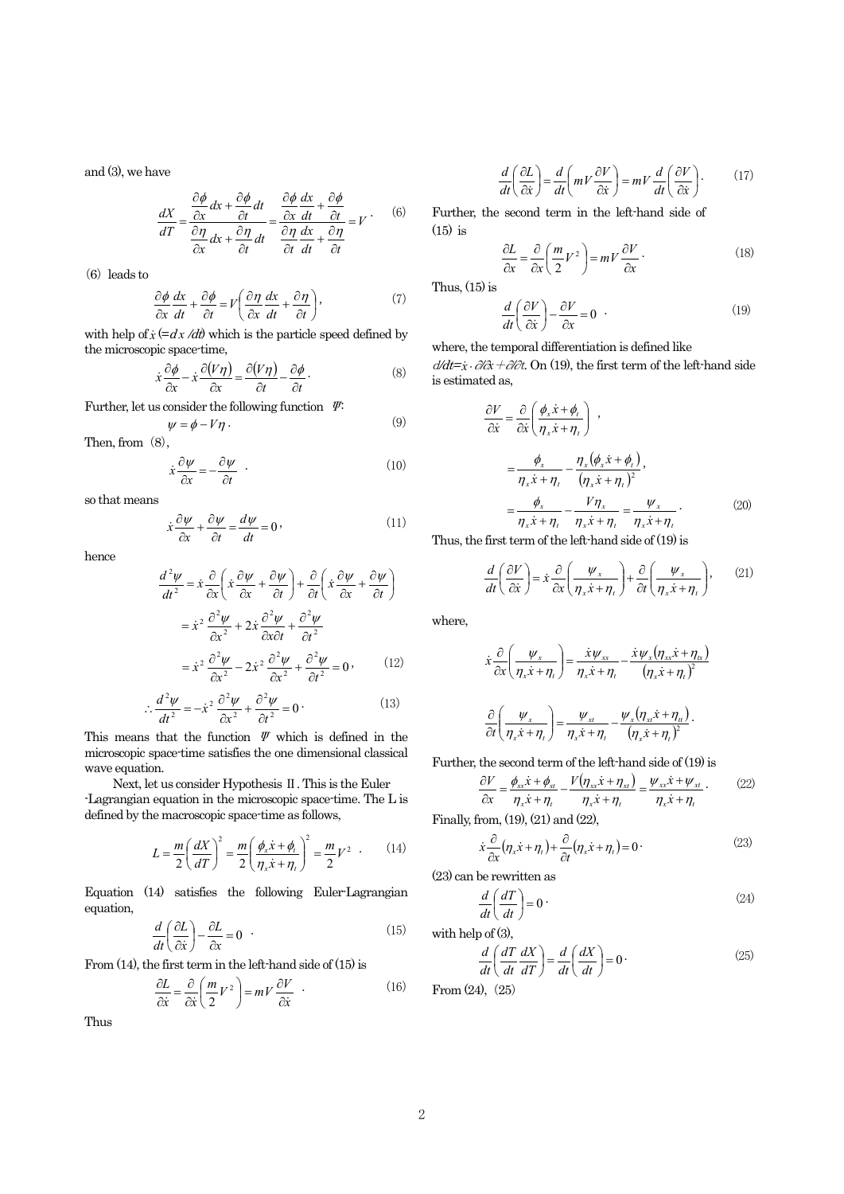and (3), we have

$$\frac{dX}{dT} = \frac{\dfrac{\partial \phi}{\partial x}dx + \dfrac{\partial \phi}{\partial t}dt}{\dfrac{\partial \eta}{\partial x}dx + \dfrac{\partial \eta}{\partial t}dt} = \frac{\dfrac{\partial \phi}{\partial x}\dfrac{dx}{dt} + \dfrac{\partial \phi}{\partial t}}{\dfrac{\partial \eta}{\partial t}\dfrac{dx}{dt} + \dfrac{\partial \eta}{\partial t}} = V \cdot \quad (6)$$

(6) leads to

$$\frac{\partial \phi}{\partial x}\frac{dx}{dt} + \frac{\partial \phi}{\partial t} = V\left(\frac{\partial \eta}{\partial x}\frac{dx}{dt} + \frac{\partial \eta}{\partial t}\right), \quad (7)$$

with help of $\dot{x}$ ($=dx/dt$) which is the particle speed defined by the microscopic space-time,

$$\dot{x}\frac{\partial \phi}{\partial x} - \dot{x}\frac{\partial (V\eta)}{\partial x} = \frac{\partial (V\eta)}{\partial t} - \frac{\partial \phi}{\partial t} \cdot \quad (8)$$

Further, let us consider the following function $\Psi$:

$$\psi = \phi - V\eta \cdot \quad (9)$$

Then, from (8),

$$\dot{x}\frac{\partial \psi}{\partial x} = -\frac{\partial \psi}{\partial t} \quad \cdot \quad (10)$$

so that means

$$\dot{x}\frac{\partial \psi}{\partial x} + \frac{\partial \psi}{\partial t} = \frac{d\psi}{dt} = 0 \, , \quad (11)$$

hence

$$\begin{aligned} \frac{d^2\psi}{dt^2} &= \dot{x}\frac{\partial}{\partial x}\left(\dot{x}\frac{\partial \psi}{\partial x} + \frac{\partial \psi}{\partial t}\right) + \frac{\partial}{\partial t}\left(\dot{x}\frac{\partial \psi}{\partial x} + \frac{\partial \psi}{\partial t}\right) \\ &= \dot{x}^2\frac{\partial^2 \psi}{\partial x^2} + 2\dot{x}\frac{\partial^2 \psi}{\partial x \partial t} + \frac{\partial^2 \psi}{\partial t^2} \\ &= \dot{x}^2\frac{\partial^2 \psi}{\partial x^2} - 2\dot{x}^2\frac{\partial^2 \psi}{\partial x^2} + \frac{\partial^2 \psi}{\partial t^2} = 0 \, , \end{aligned} \quad (12)$$

$$\therefore \frac{d^2\psi}{dt^2} = -\dot{x}^2\frac{\partial^2 \psi}{\partial x^2} + \frac{\partial^2 \psi}{\partial t^2} = 0 \cdot \quad (13)$$

This means that the function $\Psi$ which is defined in the microscopic space-time satisfies the one dimensional classical wave equation.

Next, let us consider Hypothesis II. This is the Euler -Lagrangian equation in the microscopic space-time. The L is defined by the macroscopic space-time as follows,

$$L = \frac{m}{2}\left(\frac{dX}{dT}\right)^2 = \frac{m}{2}\left(\frac{\phi_x \dot{x} + \phi_t}{\eta_x \dot{x} + \eta_t}\right)^2 = \frac{m}{2}V^2 \quad \cdot \quad (14)$$

Equation (14) satisfies the following Euler-Lagrangian equation,

$$\frac{d}{dt}\left(\frac{\partial L}{\partial \dot{x}}\right) - \frac{\partial L}{\partial x} = 0 \quad \cdot \quad (15)$$

From (14), the first term in the left-hand side of (15) is

$$\frac{\partial L}{\partial \dot{x}} = \frac{\partial}{\partial \dot{x}}\left(\frac{m}{2}V^2\right) = mV\frac{\partial V}{\partial \dot{x}} \quad \cdot \quad (16)$$

Thus

$$\frac{d}{dt}\left(\frac{\partial L}{\partial \dot{x}}\right) = \frac{d}{dt}\left(mV\frac{\partial V}{\partial \dot{x}}\right) = mV\frac{d}{dt}\left(\frac{\partial V}{\partial \dot{x}}\right) \cdot \quad (17)$$

Further, the second term in the left-hand side of (15) is

$$\frac{\partial L}{\partial x} = \frac{\partial}{\partial x}\left(\frac{m}{2}V^2\right) = mV\frac{\partial V}{\partial x} \cdot \quad (18)$$

Thus, (15) is

$$\frac{d}{dt}\left(\frac{\partial V}{\partial \dot{x}}\right) - \frac{\partial V}{\partial x} = 0 \quad \cdot \quad (19)$$

where, the temporal differentiation is defined like $d/dt = \dot{x} \cdot \partial/\partial x + \partial/\partial t$. On (19), the first term of the left-hand side is estimated as,

$$\begin{aligned} \frac{\partial V}{\partial \dot{x}} &= \frac{\partial}{\partial \dot{x}}\left(\frac{\phi_x \dot{x} + \phi_t}{\eta_x \dot{x} + \eta_t}\right) \quad , \\ &= \frac{\phi_x}{\eta_x \dot{x} + \eta_t} - \frac{\eta_x(\phi_x \dot{x} + \phi_t)}{(\eta_x \dot{x} + \eta_t)^2}, \\ &= \frac{\phi_x}{\eta_x \dot{x} + \eta_t} - \frac{V\eta_x}{\eta_x \dot{x} + \eta_t} = \frac{\psi_x}{\eta_x \dot{x} + \eta_t} \cdot \end{aligned} \quad (20)$$

Thus, the first term of the left-hand side of (19) is

$$\frac{d}{dt}\left(\frac{\partial V}{\partial \dot{x}}\right) = \dot{x}\frac{\partial}{\partial x}\left(\frac{\psi_x}{\eta_x \dot{x} + \eta_t}\right) + \frac{\partial}{\partial t}\left(\frac{\psi_x}{\eta_x \dot{x} + \eta_t}\right), \quad (21)$$

where,

$$\dot{x}\frac{\partial}{\partial x}\left(\frac{\psi_x}{\eta_x \dot{x} + \eta_t}\right) = \frac{\dot{x}\psi_{xx}}{\eta_x \dot{x} + \eta_t} - \frac{\dot{x}\psi_x(\eta_{xx}\dot{x} + \eta_{tx})}{(\eta_x \dot{x} + \eta_t)^2}$$

$$\frac{\partial}{\partial t}\left(\frac{\psi_x}{\eta_x \dot{x} + \eta_t}\right) = \frac{\psi_{xt}}{\eta_x \dot{x} + \eta_t} - \frac{\psi_x(\eta_{xt}\dot{x} + \eta_{tt})}{(\eta_x \dot{x} + \eta_t)^2} \cdot$$

Further, the second term of the left-hand side of (19) is

$$\frac{\partial V}{\partial x} = \frac{\phi_{xx}\dot{x} + \phi_{xt}}{\eta_x \dot{x} + \eta_t} - \frac{V(\eta_{xx}\dot{x} + \eta_{xt})}{\eta_x \dot{x} + \eta_t} = \frac{\psi_{xx}\dot{x} + \psi_{xt}}{\eta_x \dot{x} + \eta_t} \cdot \quad (22)$$

Finally, from, (19), (21) and (22),

$$\dot{x}\frac{\partial}{\partial x}(\eta_x \dot{x} + \eta_t) + \frac{\partial}{\partial t}(\eta_x \dot{x} + \eta_t) = 0 \cdot \quad (23)$$

(23) can be rewritten as

$$\frac{d}{dt}\left(\frac{dT}{dt}\right) = 0 \cdot \quad (24)$$

with help of (3),

$$\frac{d}{dt}\left(\frac{dT}{dt}\frac{dX}{dT}\right) = \frac{d}{dt}\left(\frac{dX}{dt}\right) = 0 \cdot \quad (25)$$

From (24), (25)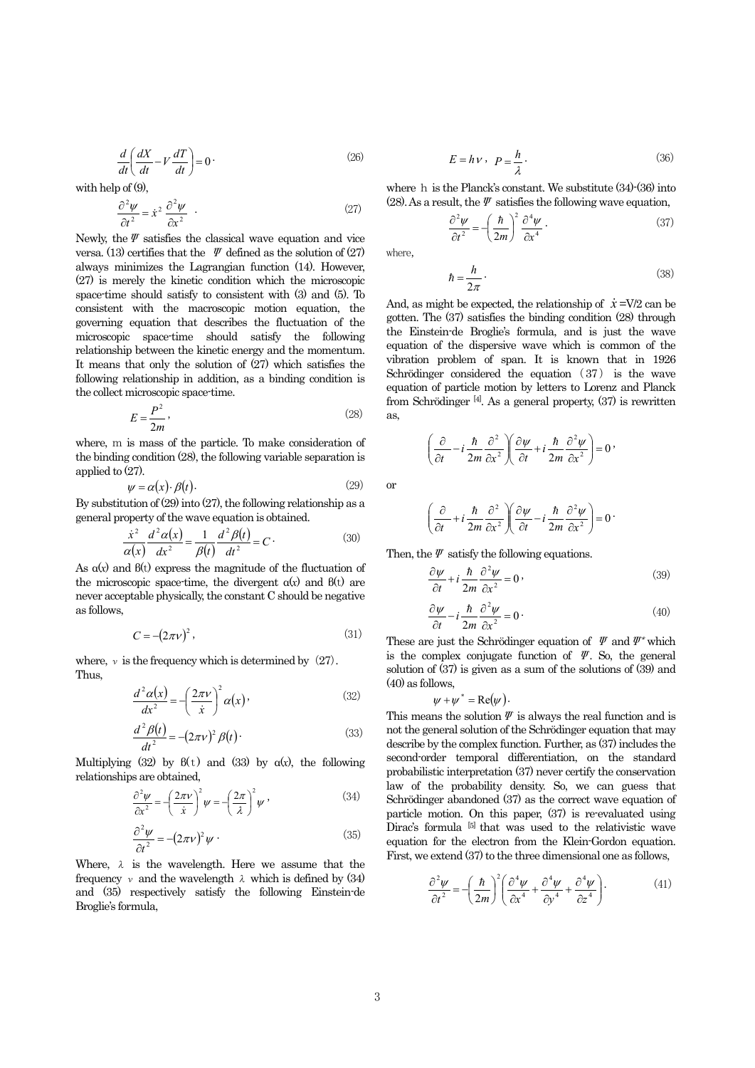$$\frac{d}{dt}\left(\frac{dX}{dt}-V\frac{dT}{dt}\right)=0\cdot \tag{26}$$

with help of (9),

$$\frac{\partial^2\psi}{\partial t^2}=\dot{x}^2\frac{\partial^2\psi}{\partial x^2}\quad. \tag{27}$$

Newly, the $\Psi$ satisfies the classical wave equation and vice versa. (13) certifies that the $\Psi$ defined as the solution of (27) always minimizes the Lagrangian function (14). However, (27) is merely the kinetic condition which the microscopic space-time should satisfy to consistent with (3) and (5). To consistent with the macroscopic motion equation, the governing equation that describes the fluctuation of the microscopic space-time should satisfy the following relationship between the kinetic energy and the momentum. It means that only the solution of (27) which satisfies the following relationship in addition, as a binding condition is the collect microscopic space-time.

$$E=\frac{P^2}{2m}, \tag{28}$$

where, m is mass of the particle. To make consideration of the binding condition (28), the following variable separation is applied to (27).

$$\psi=\alpha(x)\cdot\beta(t). \tag{29}$$

By substitution of (29) into (27), the following relationship as a general property of the wave equation is obtained.

$$\frac{\dot{x}^2}{\alpha(x)}\frac{d^2\alpha(x)}{dx^2}=\frac{1}{\beta(t)}\frac{d^2\beta(t)}{dt^2}=C\cdot \tag{30}$$

As α(x) and β(t) express the magnitude of the fluctuation of the microscopic space-time, the divergent α(x) and β(t) are never acceptable physically, the constant C should be negative as follows,

$$C=-(2\pi\nu)^2, \tag{31}$$

where, ν is the frequency which is determined by (27). Thus,

$$\frac{d^2\alpha(x)}{dx^2}=-\left(\frac{2\pi\nu}{\dot{x}}\right)^2\alpha(x), \tag{32}$$

$$\frac{d^2\beta(t)}{dt^2}=-(2\pi\nu)^2\beta(t)\cdot \tag{33}$$

Multiplying (32) by β(t) and (33) by α(x), the following relationships are obtained,

$$\frac{\partial^2\psi}{\partial x^2}=-\left(\frac{2\pi\nu}{\dot{x}}\right)^2\psi=-\left(\frac{2\pi}{\lambda}\right)^2\psi, \tag{34}$$

$$\frac{\partial^2\psi}{\partial t^2}=-(2\pi\nu)^2\psi\cdot \tag{35}$$

Where, λ is the wavelength. Here we assume that the frequency ν and the wavelength λ which is defined by (34) and (35) respectively satisfy the following Einstein-de Broglie's formula,

$$E=h\nu,\ P=\frac{h}{\lambda}\cdot \tag{36}$$

where h is the Planck's constant. We substitute (34)-(36) into (28). As a result, the $\Psi$ satisfies the following wave equation,

$$\frac{\partial^2\psi}{\partial t^2}=-\left(\frac{\hbar}{2m}\right)^2\frac{\partial^4\psi}{\partial x^4}\cdot \tag{37}$$

where,

$$\hbar=\frac{h}{2\pi}\cdot \tag{38}$$

And, as might be expected, the relationship of $\dot{x}$=V/2 can be gotten. The (37) satisfies the binding condition (28) through the Einstein-de Broglie's formula, and is just the wave equation of the dispersive wave which is common of the vibration problem of span. It is known that in 1926 Schrödinger considered the equation (37) is the wave equation of particle motion by letters to Lorenz and Planck from Schrödinger [4]. As a general property, (37) is rewritten as,

$$\left(\frac{\partial}{\partial t}-i\frac{\hbar}{2m}\frac{\partial^2}{\partial x^2}\right)\left(\frac{\partial\psi}{\partial t}+i\frac{\hbar}{2m}\frac{\partial^2\psi}{\partial x^2}\right)=0,$$

or

$$\left(\frac{\partial}{\partial t}+i\frac{\hbar}{2m}\frac{\partial^2}{\partial x^2}\right)\left(\frac{\partial\psi}{\partial t}-i\frac{\hbar}{2m}\frac{\partial^2\psi}{\partial x^2}\right)=0\cdot$$

Then, the $\Psi$ satisfy the following equations.

$$\frac{\partial\psi}{\partial t}+i\frac{\hbar}{2m}\frac{\partial^2\psi}{\partial x^2}=0, \tag{39}$$

$$\frac{\partial\psi}{\partial t}-i\frac{\hbar}{2m}\frac{\partial^2\psi}{\partial x^2}=0\cdot \tag{40}$$

These are just the Schrödinger equation of $\Psi$ and $\Psi^*$ which is the complex conjugate function of $\Psi$. So, the general solution of (37) is given as a sum of the solutions of (39) and (40) as follows,

$$\psi+\psi^*=\mathrm{Re}(\psi).$$

This means the solution $\Psi$ is always the real function and is not the general solution of the Schrödinger equation that may describe by the complex function. Further, as (37) includes the second-order temporal differentiation, on the standard probabilistic interpretation (37) never certify the conservation law of the probability density. So, we can guess that Schrödinger abandoned (37) as the correct wave equation of particle motion. On this paper, (37) is re-evaluated using Dirac's formula [5] that was used to the relativistic wave equation for the electron from the Klein-Gordon equation. First, we extend (37) to the three dimensional one as follows,

$$\frac{\partial^2\psi}{\partial t^2}=-\left(\frac{\hbar}{2m}\right)^2\left(\frac{\partial^4\psi}{\partial x^4}+\frac{\partial^4\psi}{\partial y^4}+\frac{\partial^4\psi}{\partial z^4}\right)\cdot \tag{41}$$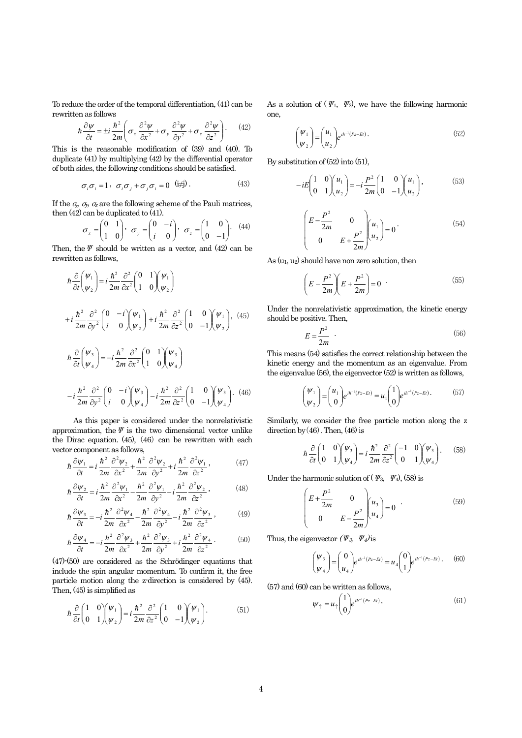To reduce the order of the temporal differentiation, (41) can be rewritten as follows

$$\hbar \frac{\partial \psi}{\partial t} = \pm i \frac{\hbar^2}{2m}\left( \sigma_x \frac{\partial^2 \psi}{\partial x^2} + \sigma_y \frac{\partial^2 \psi}{\partial y^2} + \sigma_z \frac{\partial^2 \psi}{\partial z^2} \right). \quad (42)$$

This is the reasonable modification of (39) and (40). To duplicate (41) by multiplying (42) by the differential operator of both sides, the following conditions should be satisfied.

$$\sigma_i \sigma_i = 1, \ \sigma_i \sigma_j + \sigma_j \sigma_i = 0 \ \ (i \neq j). \quad (43)$$

If the $\sigma_x$, $\sigma_y$, $\sigma_z$ are the following scheme of the Pauli matrices, then (42) can be duplicated to (41).

$$\sigma_x = \begin{pmatrix} 0 & 1 \\ 1 & 0 \end{pmatrix}, \ \sigma_y = \begin{pmatrix} 0 & -i \\ i & 0 \end{pmatrix}, \ \sigma_z = \begin{pmatrix} 1 & 0 \\ 0 & -1 \end{pmatrix}. \quad (44)$$

Then, the $\Psi$ should be written as a vector, and (42) can be rewritten as follows,

$$\hbar \frac{\partial}{\partial t}\begin{pmatrix} \psi_1 \\ \psi_2 \end{pmatrix} = i \frac{\hbar^2}{2m}\frac{\partial^2}{\partial x^2}\begin{pmatrix} 0 & 1 \\ 1 & 0 \end{pmatrix}\begin{pmatrix} \psi_1 \\ \psi_2 \end{pmatrix}$$

$$+ i \frac{\hbar^2}{2m}\frac{\partial^2}{\partial y^2}\begin{pmatrix} 0 & -i \\ i & 0 \end{pmatrix}\begin{pmatrix} \psi_1 \\ \psi_2 \end{pmatrix} + i \frac{\hbar^2}{2m}\frac{\partial^2}{\partial z^2}\begin{pmatrix} 1 & 0 \\ 0 & -1 \end{pmatrix}\begin{pmatrix} \psi_1 \\ \psi_2 \end{pmatrix}, \quad (45)$$

$$\hbar \frac{\partial}{\partial t}\begin{pmatrix} \psi_3 \\ \psi_4 \end{pmatrix} = -i \frac{\hbar^2}{2m}\frac{\partial^2}{\partial x^2}\begin{pmatrix} 0 & 1 \\ 1 & 0 \end{pmatrix}\begin{pmatrix} \psi_3 \\ \psi_4 \end{pmatrix}$$

$$- i \frac{\hbar^2}{2m}\frac{\partial^2}{\partial y^2}\begin{pmatrix} 0 & -i \\ i & 0 \end{pmatrix}\begin{pmatrix} \psi_3 \\ \psi_4 \end{pmatrix} - i \frac{\hbar^2}{2m}\frac{\partial^2}{\partial z^2}\begin{pmatrix} 1 & 0 \\ 0 & -1 \end{pmatrix}\begin{pmatrix} \psi_3 \\ \psi_4 \end{pmatrix}. \quad (46)$$

As this paper is considered under the nonrelativistic approximation, the $\Psi$ is the two dimensional vector unlike the Dirac equation. (45), (46) can be rewritten with each vector component as follows,

$$\hbar \frac{\partial \psi_1}{\partial t} = i \frac{\hbar^2}{2m}\frac{\partial^2 \psi_2}{\partial x^2} + \frac{\hbar^2}{2m}\frac{\partial^2 \psi_2}{\partial y^2} + i \frac{\hbar^2}{2m}\frac{\partial^2 \psi_1}{\partial z^2}, \quad (47)$$

$$\hbar \frac{\partial \psi_2}{\partial t} = i \frac{\hbar^2}{2m}\frac{\partial^2 \psi_1}{\partial x^2} - \frac{\hbar^2}{2m}\frac{\partial^2 \psi_1}{\partial y^2} - i \frac{\hbar^2}{2m}\frac{\partial^2 \psi_2}{\partial z^2}, \quad (48)$$

$$\hbar \frac{\partial \psi_3}{\partial t} = -i \frac{\hbar^2}{2m}\frac{\partial^2 \psi_4}{\partial x^2} - \frac{\hbar^2}{2m}\frac{\partial^2 \psi_4}{\partial y^2} - i \frac{\hbar^2}{2m}\frac{\partial^2 \psi_3}{\partial z^2}, \quad (49)$$

$$\hbar \frac{\partial \psi_4}{\partial t} = -i \frac{\hbar^2}{2m}\frac{\partial^2 \psi_3}{\partial x^2} + \frac{\hbar^2}{2m}\frac{\partial^2 \psi_3}{\partial y^2} + i \frac{\hbar^2}{2m}\frac{\partial^2 \psi_4}{\partial z^2}. \quad (50)$$

(47)-(50) are considered as the Schrödinger equations that include the spin angular momentum. To confirm it, the free particle motion along the z-direction is considered by (45). Then, (45) is simplified as

$$\hbar \frac{\partial}{\partial t}\begin{pmatrix} 1 & 0 \\ 0 & 1 \end{pmatrix}\begin{pmatrix} \psi_1 \\ \psi_2 \end{pmatrix} = i \frac{\hbar^2}{2m}\frac{\partial^2}{\partial z^2}\begin{pmatrix} 1 & 0 \\ 0 & -1 \end{pmatrix}\begin{pmatrix} \psi_1 \\ \psi_2 \end{pmatrix}. \quad (51)$$

As a solution of ($\Psi_1$, $\Psi_2$), we have the following harmonic one,

$$\begin{pmatrix} \psi_1 \\ \psi_2 \end{pmatrix} = \begin{pmatrix} u_1 \\ u_2 \end{pmatrix} e^{i\hbar^{-1}(Pz - Et)}. \quad (52)$$

By substitution of (52) into (51),

$$-iE\begin{pmatrix} 1 & 0 \\ 0 & 1 \end{pmatrix}\begin{pmatrix} u_1 \\ u_2 \end{pmatrix} = -i\frac{P^2}{2m}\begin{pmatrix} 1 & 0 \\ 0 & -1 \end{pmatrix}\begin{pmatrix} u_1 \\ u_2 \end{pmatrix}, \quad (53)$$

$$\begin{pmatrix} E - \frac{P^2}{2m} & 0 \\ 0 & E + \frac{P^2}{2m} \end{pmatrix}\begin{pmatrix} u_1 \\ u_2 \end{pmatrix} = 0. \quad (54)$$

As ($u_1$, $u_2$) should have non zero solution, then

$$\left( E - \frac{P^2}{2m} \right)\left( E + \frac{P^2}{2m} \right) = 0. \quad (55)$$

Under the nonrelativistic approximation, the kinetic energy should be positive. Then,

$$E = \frac{P^2}{2m}. \quad (56)$$

This means (54) satisfies the correct relationship between the kinetic energy and the momentum as an eigenvalue. From the eigenvalue (56), the eigenvector (52) is written as follows,

$$\begin{pmatrix} \psi_1 \\ \psi_2 \end{pmatrix} = \begin{pmatrix} u_1 \\ 0 \end{pmatrix} e^{i\hbar^{-1}(Pz - Et)} = u_1 \begin{pmatrix} 1 \\ 0 \end{pmatrix} e^{i\hbar^{-1}(Pz - Et)}. \quad (57)$$

Similarly, we consider the free particle motion along the z direction by (46). Then, (46) is

$$\hbar \frac{\partial}{\partial t}\begin{pmatrix} 1 & 0 \\ 0 & 1 \end{pmatrix}\begin{pmatrix} \psi_3 \\ \psi_4 \end{pmatrix} = i \frac{\hbar^2}{2m}\frac{\partial^2}{\partial z^2}\begin{pmatrix} -1 & 0 \\ 0 & 1 \end{pmatrix}\begin{pmatrix} \psi_3 \\ \psi_4 \end{pmatrix}. \quad (58)$$

Under the harmonic solution of ($\Psi_3$, $\Psi_4$), (58) is

$$\begin{pmatrix} E + \frac{P^2}{2m} & 0 \\ 0 & E - \frac{P^2}{2m} \end{pmatrix}\begin{pmatrix} u_3 \\ u_4 \end{pmatrix} = 0. \quad (59)$$

Thus, the eigenvector ($\Psi_3$, $\Psi_4$) is

$$\begin{pmatrix} \psi_3 \\ \psi_4 \end{pmatrix} = \begin{pmatrix} 0 \\ u_4 \end{pmatrix} e^{i\hbar^{-1}(Pz - Et)} = u_4 \begin{pmatrix} 0 \\ 1 \end{pmatrix} e^{i\hbar^{-1}(Pz - Et)}. \quad (60)$$

(57) and (60) can be written as follows,

$$\psi_\uparrow = u_\uparrow \begin{pmatrix} 1 \\ 0 \end{pmatrix} e^{i\hbar^{-1}(Pz - Et)}, \quad (61)$$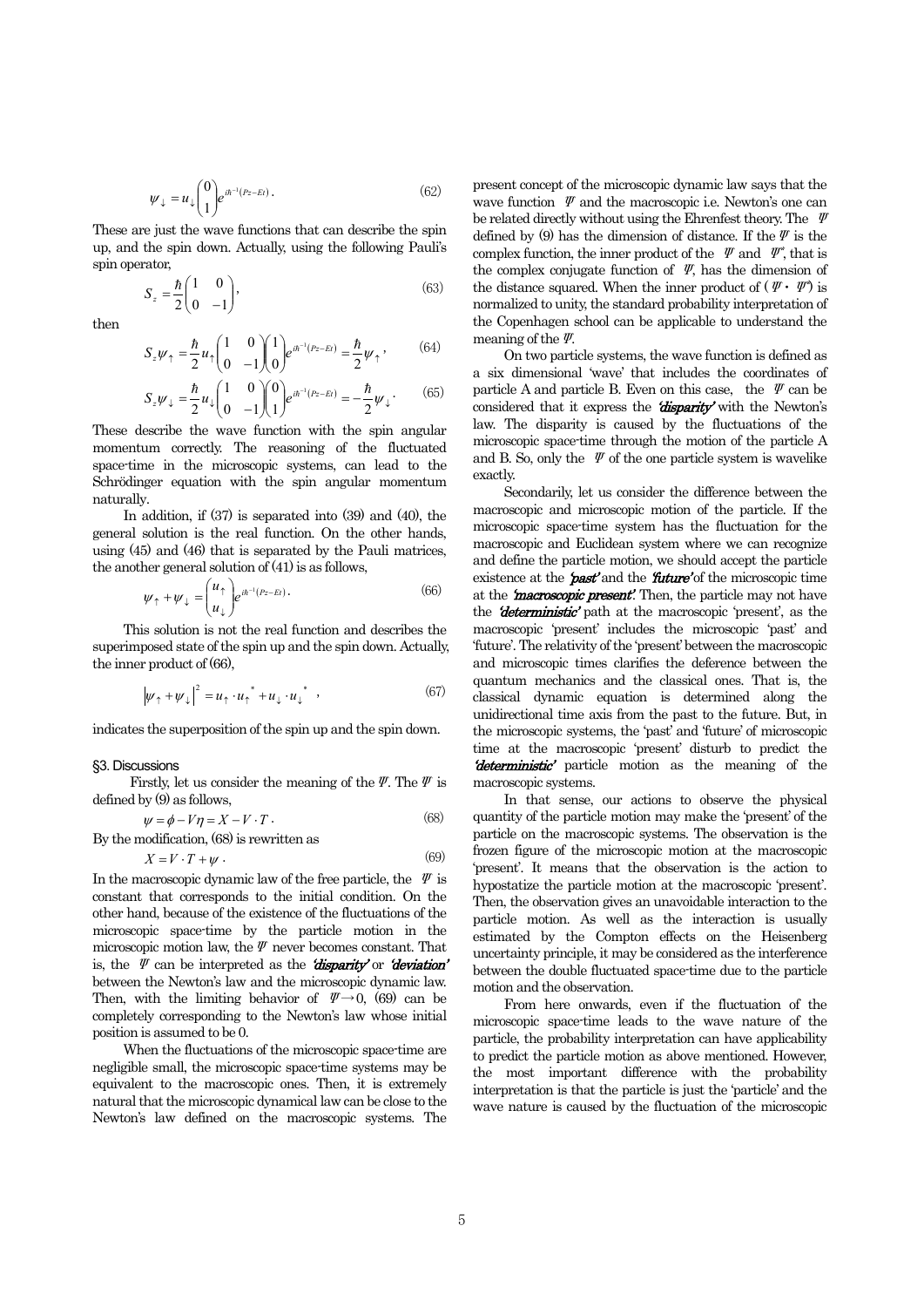$$\psi_{\downarrow} = u_{\downarrow}\begin{pmatrix}0\\1\end{pmatrix}e^{i\hbar^{-1}(Pz-Et)}. \tag{62}$$

These are just the wave functions that can describe the spin up, and the spin down. Actually, using the following Pauli's spin operator,

$$S_z = \frac{\hbar}{2}\begin{pmatrix}1 & 0\\0 & -1\end{pmatrix}, \tag{63}$$

then

$$S_z\psi_{\uparrow} = \frac{\hbar}{2}u_{\uparrow}\begin{pmatrix}1 & 0\\0 & -1\end{pmatrix}\begin{pmatrix}1\\0\end{pmatrix}e^{i\hbar^{-1}(Pz-Et)} = \frac{\hbar}{2}\psi_{\uparrow}, \tag{64}$$

$$S_z\psi_{\downarrow} = \frac{\hbar}{2}u_{\downarrow}\begin{pmatrix}1 & 0\\0 & -1\end{pmatrix}\begin{pmatrix}0\\1\end{pmatrix}e^{i\hbar^{-1}(Pz-Et)} = -\frac{\hbar}{2}\psi_{\downarrow}. \tag{65}$$

These describe the wave function with the spin angular momentum correctly. The reasoning of the fluctuated space-time in the microscopic systems, can lead to the Schrödinger equation with the spin angular momentum naturally.

In addition, if (37) is separated into (39) and (40), the general solution is the real function. On the other hands, using (45) and (46) that is separated by the Pauli matrices, the another general solution of (41) is as follows,

$$\psi_{\uparrow} + \psi_{\downarrow} = \begin{pmatrix}u_{\uparrow}\\u_{\downarrow}\end{pmatrix}e^{i\hbar^{-1}(Pz-Et)}. \tag{66}$$

This solution is not the real function and describes the superimposed state of the spin up and the spin down. Actually, the inner product of (66),

$$\left|\psi_{\uparrow} + \psi_{\downarrow}\right|^2 = u_{\uparrow}\cdot u_{\uparrow}^{*} + u_{\downarrow}\cdot u_{\downarrow}^{*}, \tag{67}$$

indicates the superposition of the spin up and the spin down.

## §3. Discussions

Firstly, let us consider the meaning of the $\Psi$. The $\Psi$ is defined by (9) as follows,

$$\psi = \phi - V\eta = X - V\cdot T. \tag{68}$$

By the modification, (68) is rewritten as

$$X = V\cdot T + \psi. \tag{69}$$

In the macroscopic dynamic law of the free particle, the $\Psi$ is constant that corresponds to the initial condition. On the other hand, because of the existence of the fluctuations of the microscopic space-time by the particle motion in the microscopic motion law, the $\Psi$ never becomes constant. That is, the $\Psi$ can be interpreted as the ***'disparity'*** or ***'deviation'*** between the Newton's law and the microscopic dynamic law. Then, with the limiting behavior of $\Psi\to 0$, (69) can be completely corresponding to the Newton's law whose initial position is assumed to be 0.

When the fluctuations of the microscopic space-time are negligible small, the microscopic space-time systems may be equivalent to the macroscopic ones. Then, it is extremely natural that the microscopic dynamical law can be close to the Newton's law defined on the macroscopic systems. The present concept of the microscopic dynamic law says that the wave function $\Psi$ and the macroscopic i.e. Newton's one can be related directly without using the Ehrenfest theory. The $\Psi$ defined by (9) has the dimension of distance. If the $\Psi$ is the complex function, the inner product of the $\Psi$ and $\Psi^*$, that is the complex conjugate function of $\Psi$, has the dimension of the distance squared. When the inner product of ($\Psi\cdot\Psi^*$) is normalized to unity, the standard probability interpretation of the Copenhagen school can be applicable to understand the meaning of the $\Psi$.

On two particle systems, the wave function is defined as a six dimensional 'wave' that includes the coordinates of particle A and particle B. Even on this case, the $\Psi$ can be considered that it express the ***'disparity'*** with the Newton's law. The disparity is caused by the fluctuations of the microscopic space-time through the motion of the particle A and B. So, only the $\Psi$ of the one particle system is wavelike exactly.

Secondarily, let us consider the difference between the macroscopic and microscopic motion of the particle. If the microscopic space-time system has the fluctuation for the macroscopic and Euclidean system where we can recognize and define the particle motion, we should accept the particle existence at the ***'past'*** and the ***'future'*** of the microscopic time at the ***'macroscopic present'.*** Then, the particle may not have the ***'deterministic'*** path at the macroscopic 'present', as the macroscopic 'present' includes the microscopic 'past' and 'future'. The relativity of the 'present' between the macroscopic and microscopic times clarifies the deference between the quantum mechanics and the classical ones. That is, the classical dynamic equation is determined along the unidirectional time axis from the past to the future. But, in the microscopic systems, the 'past' and 'future' of microscopic time at the macroscopic 'present' disturb to predict the ***'deterministic'*** particle motion as the meaning of the macroscopic systems.

In that sense, our actions to observe the physical quantity of the particle motion may make the 'present' of the particle on the macroscopic systems. The observation is the frozen figure of the microscopic motion at the macroscopic 'present'. It means that the observation is the action to hypostatize the particle motion at the macroscopic 'present'. Then, the observation gives an unavoidable interaction to the particle motion. As well as the interaction is usually estimated by the Compton effects on the Heisenberg uncertainty principle, it may be considered as the interference between the double fluctuated space-time due to the particle motion and the observation.

From here onwards, even if the fluctuation of the microscopic space-time leads to the wave nature of the particle, the probability interpretation can have applicability to predict the particle motion as above mentioned. However, the most important difference with the probability interpretation is that the particle is just the 'particle' and the wave nature is caused by the fluctuation of the microscopic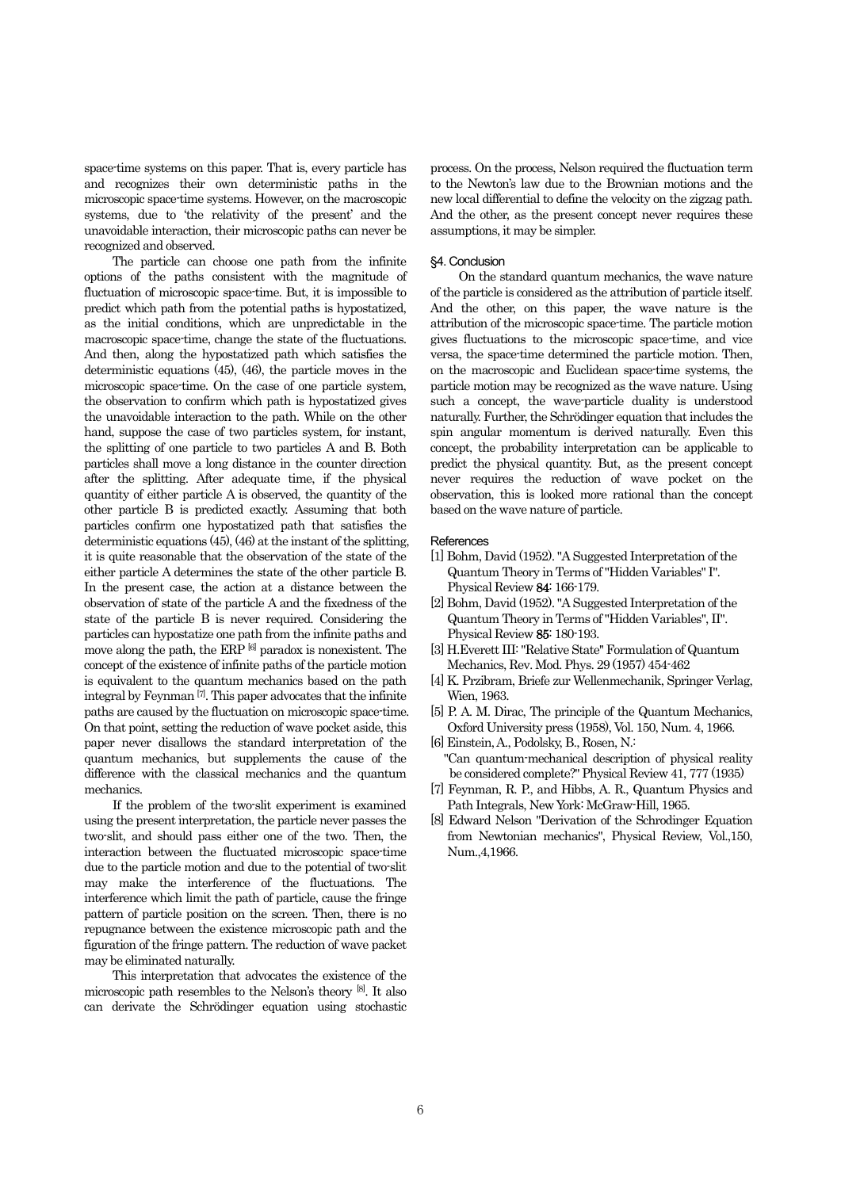space-time systems on this paper. That is, every particle has and recognizes their own deterministic paths in the microscopic space-time systems. However, on the macroscopic systems, due to 'the relativity of the present' and the unavoidable interaction, their microscopic paths can never be recognized and observed.

The particle can choose one path from the infinite options of the paths consistent with the magnitude of fluctuation of microscopic space-time. But, it is impossible to predict which path from the potential paths is hypostatized, as the initial conditions, which are unpredictable in the macroscopic space-time, change the state of the fluctuations. And then, along the hypostatized path which satisfies the deterministic equations (45), (46), the particle moves in the microscopic space-time. On the case of one particle system, the observation to confirm which path is hypostatized gives the unavoidable interaction to the path. While on the other hand, suppose the case of two particles system, for instant, the splitting of one particle to two particles A and B. Both particles shall move a long distance in the counter direction after the splitting. After adequate time, if the physical quantity of either particle A is observed, the quantity of the other particle B is predicted exactly. Assuming that both particles confirm one hypostatized path that satisfies the deterministic equations (45), (46) at the instant of the splitting, it is quite reasonable that the observation of the state of the either particle A determines the state of the other particle B. In the present case, the action at a distance between the observation of state of the particle A and the fixedness of the state of the particle B is never required. Considering the particles can hypostatize one path from the infinite paths and move along the path, the ERP [6] paradox is nonexistent. The concept of the existence of infinite paths of the particle motion is equivalent to the quantum mechanics based on the path integral by Feynman [7]. This paper advocates that the infinite paths are caused by the fluctuation on microscopic space-time. On that point, setting the reduction of wave pocket aside, this paper never disallows the standard interpretation of the quantum mechanics, but supplements the cause of the difference with the classical mechanics and the quantum mechanics.

If the problem of the two-slit experiment is examined using the present interpretation, the particle never passes the two-slit, and should pass either one of the two. Then, the interaction between the fluctuated microscopic space-time due to the particle motion and due to the potential of two-slit may make the interference of the fluctuations. The interference which limit the path of particle, cause the fringe pattern of particle position on the screen. Then, there is no repugnance between the existence microscopic path and the figuration of the fringe pattern. The reduction of wave packet may be eliminated naturally.

This interpretation that advocates the existence of the microscopic path resembles to the Nelson's theory [8]. It also can derivate the Schrödinger equation using stochastic process. On the process, Nelson required the fluctuation term to the Newton's law due to the Brownian motions and the new local differential to define the velocity on the zigzag path. And the other, as the present concept never requires these assumptions, it may be simpler.

## §4. Conclusion

On the standard quantum mechanics, the wave nature of the particle is considered as the attribution of particle itself. And the other, on this paper, the wave nature is the attribution of the microscopic space-time. The particle motion gives fluctuations to the microscopic space-time, and vice versa, the space-time determined the particle motion. Then, on the macroscopic and Euclidean space-time systems, the particle motion may be recognized as the wave nature. Using such a concept, the wave-particle duality is understood naturally. Further, the Schrödinger equation that includes the spin angular momentum is derived naturally. Even this concept, the probability interpretation can be applicable to predict the physical quantity. But, as the present concept never requires the reduction of wave pocket on the observation, this is looked more rational than the concept based on the wave nature of particle.

## References

[1] Bohm, David (1952). "A Suggested Interpretation of the Quantum Theory in Terms of "Hidden Variables" I". Physical Review **84**: 166-179.

[2] Bohm, David (1952). "A Suggested Interpretation of the Quantum Theory in Terms of "Hidden Variables", II". Physical Review **85**: 180-193.

[3] H.Everett III: "Relative State" Formulation of Quantum Mechanics, Rev. Mod. Phys. 29 (1957) 454-462

[4] K. Przibram, Briefe zur Wellenmechanik, Springer Verlag, Wien, 1963.

[5] P. A. M. Dirac, The principle of the Quantum Mechanics, Oxford University press (1958), Vol. 150, Num. 4, 1966.

[6] Einstein, A., Podolsky, B., Rosen, N.: "Can quantum-mechanical description of physical reality be considered complete?" Physical Review 41, 777 (1935)

[7] Feynman, R. P., and Hibbs, A. R., Quantum Physics and Path Integrals, New York: McGraw-Hill, 1965.

[8] Edward Nelson "Derivation of the Schrodinger Equation from Newtonian mechanics", Physical Review, Vol.,150, Num.,4,1966.